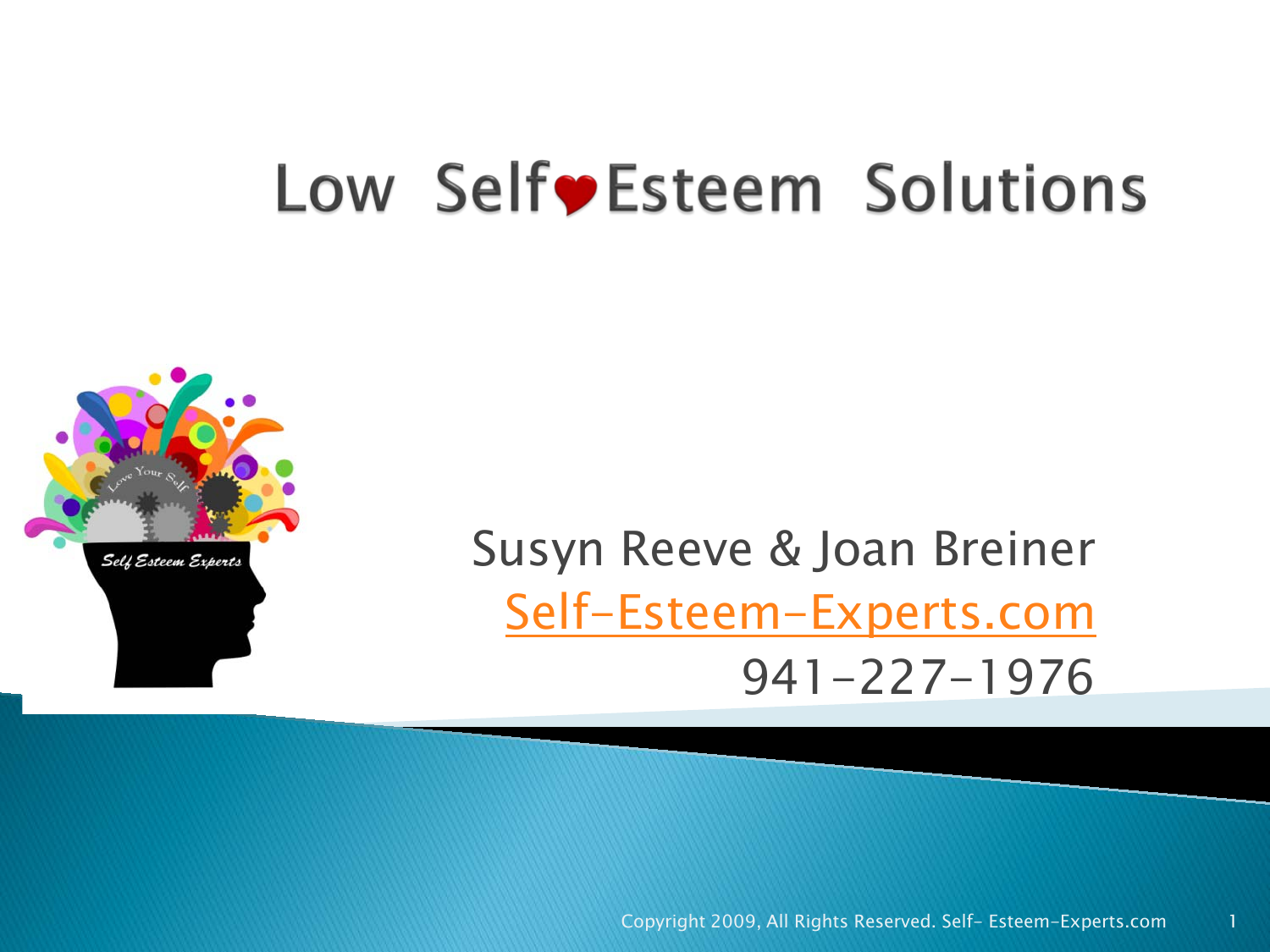# Low Self Esteem Solutions

Susyn Reeve & Joan Breiner

Self-Esteem-Experts.com

941-227-1976

Copyright 2009, All Rights Reserved. Self- Esteem-Experts.com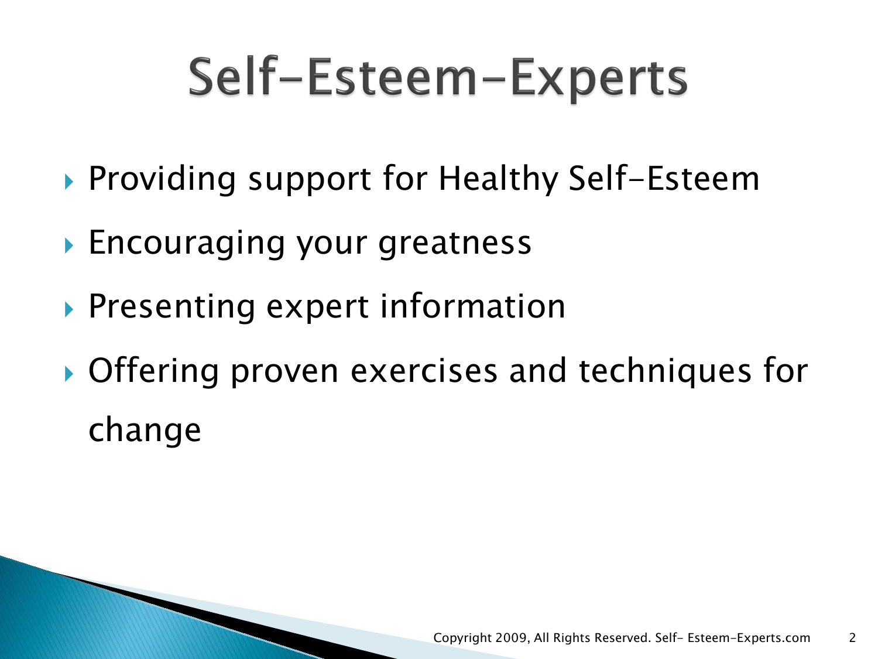# Self-Esteem-Experts

- Providing support for Healthy Self-Esteem
- Encouraging your greatness
- Presenting expert information
- Offering proven exercises and techniques for change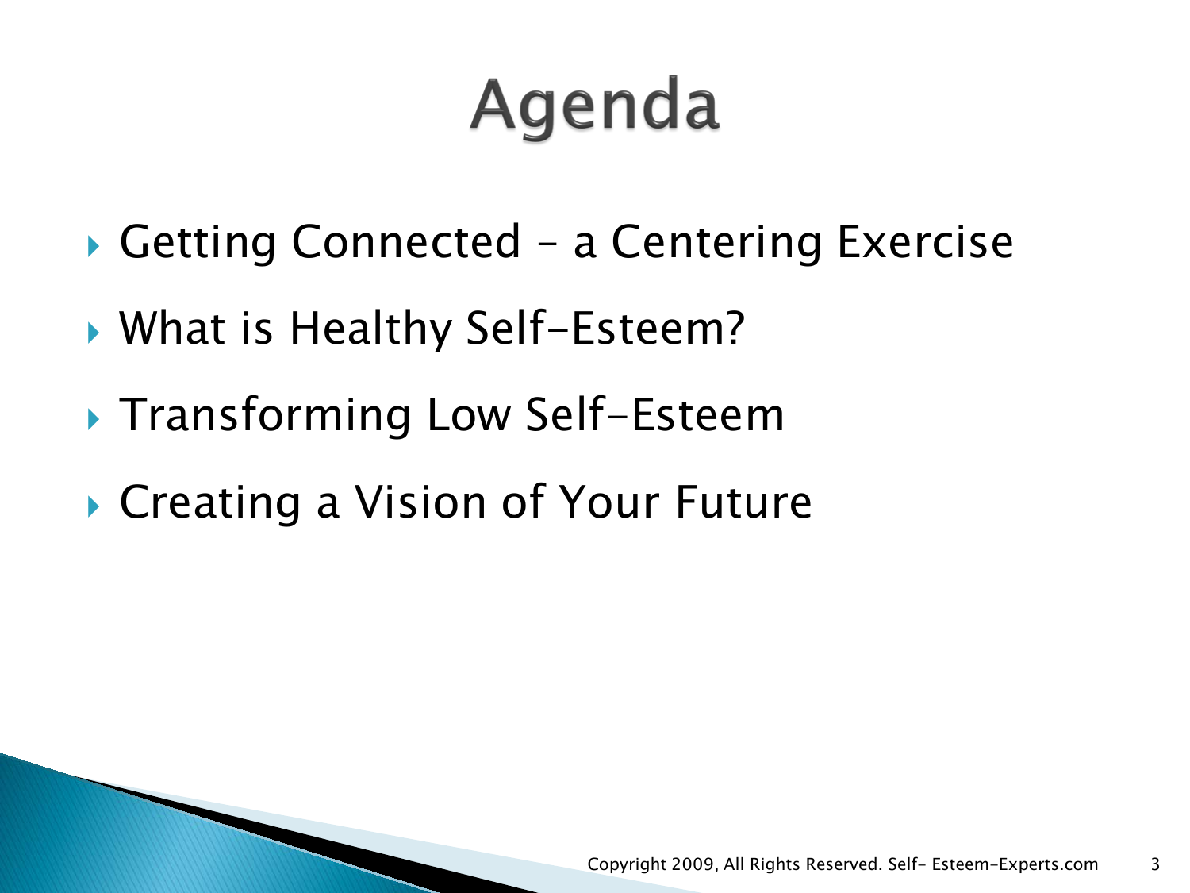# Agenda

- Getting Connected – a Centering Exercise
- What is Healthy Self-Esteem?
- Transforming Low Self-Esteem
- Creating a Vision of Your Future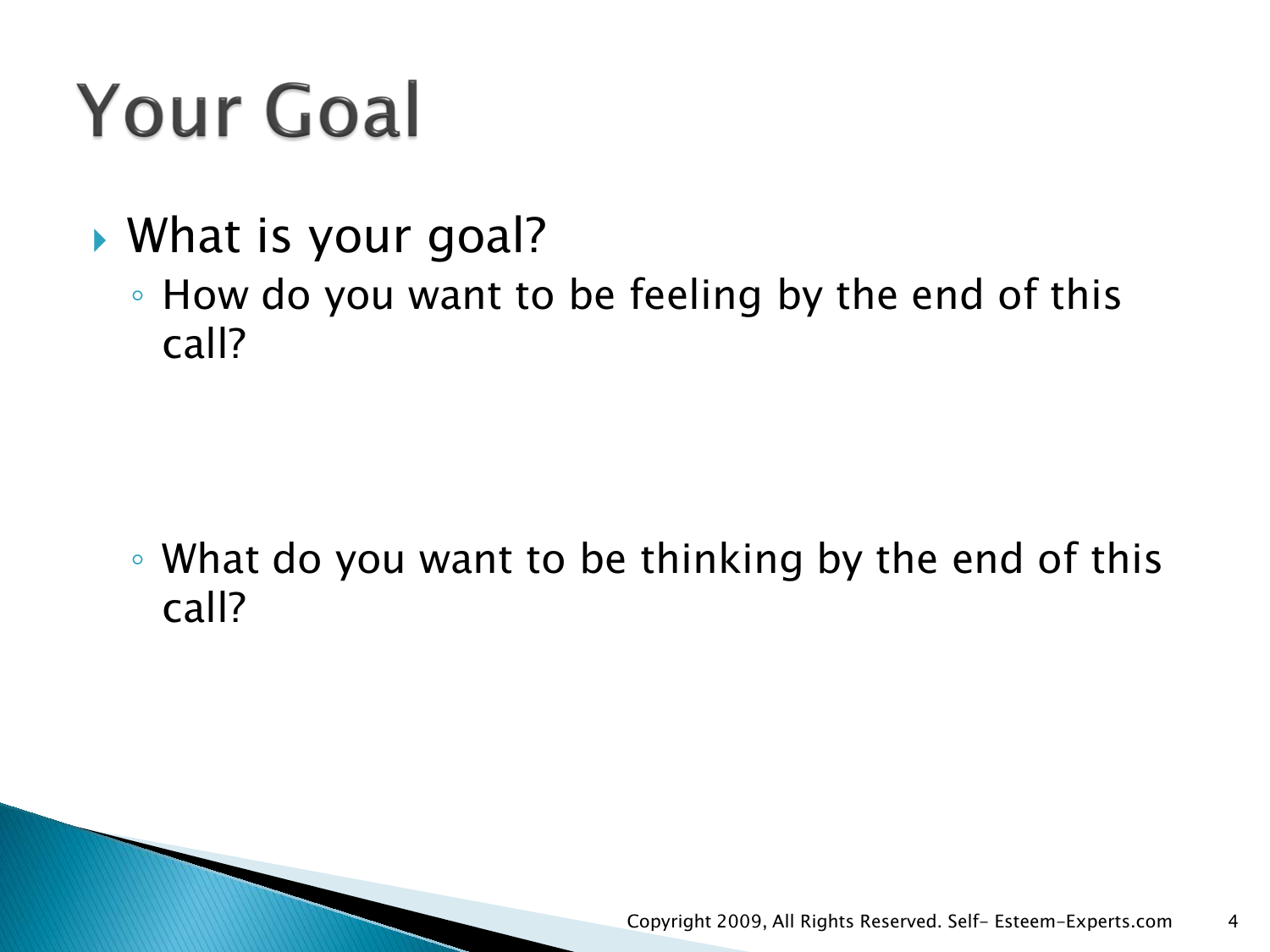# Your Goal

- What is your goal?
  - How do you want to be feeling by the end of this call?
  - What do you want to be thinking by the end of this call?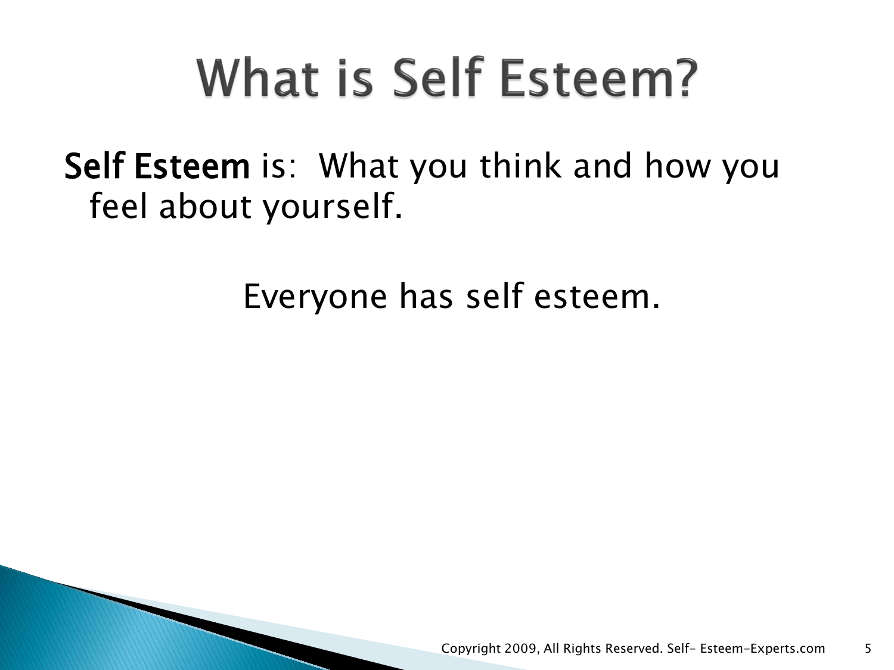# What is Self Esteem?

**Self Esteem** is: What you think and how you feel about yourself.

Everyone has self esteem.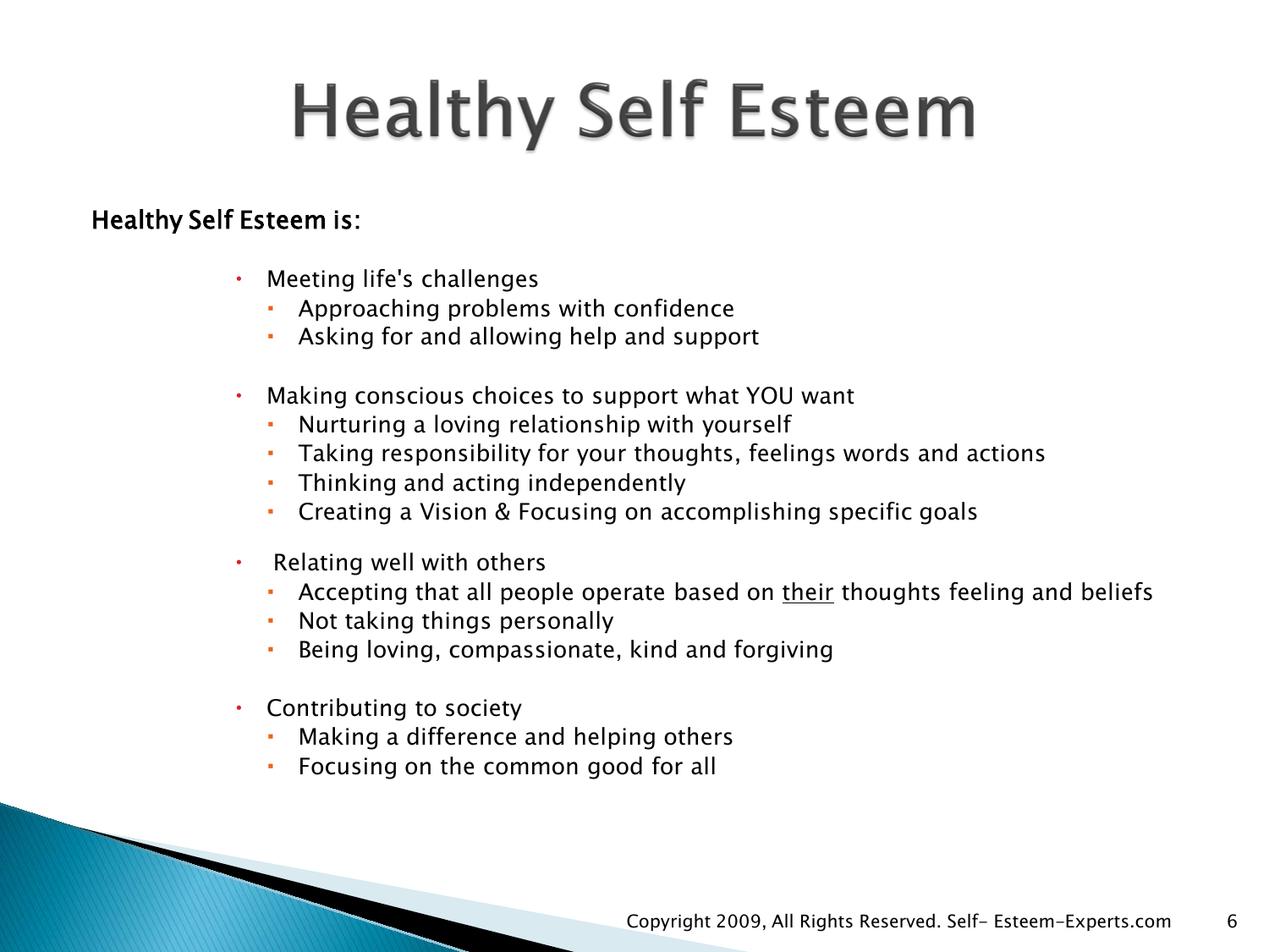# Healthy Self Esteem

**Healthy Self Esteem is:**

- Meeting life's challenges
  - Approaching problems with confidence
  - Asking for and allowing help and support
- Making conscious choices to support what YOU want
  - Nurturing a loving relationship with yourself
  - Taking responsibility for your thoughts, feelings words and actions
  - Thinking and acting independently
  - Creating a Vision & Focusing on accomplishing specific goals
- Relating well with others
  - Accepting that all people operate based on <u>their</u> thoughts feeling and beliefs
  - Not taking things personally
  - Being loving, compassionate, kind and forgiving
- Contributing to society
  - Making a difference and helping others
  - Focusing on the common good for all

Copyright 2009, All Rights Reserved. Self- Esteem-Experts.com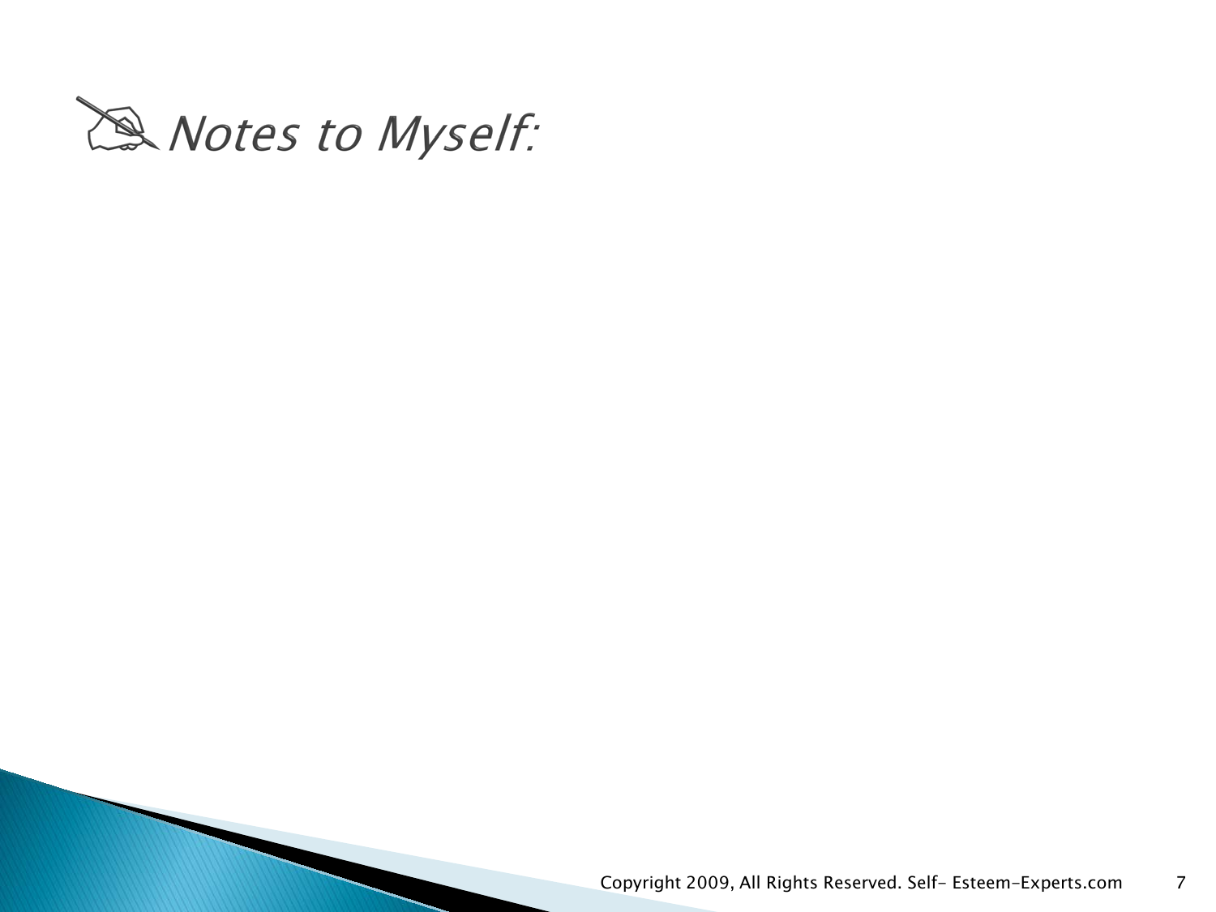*Notes to Myself:*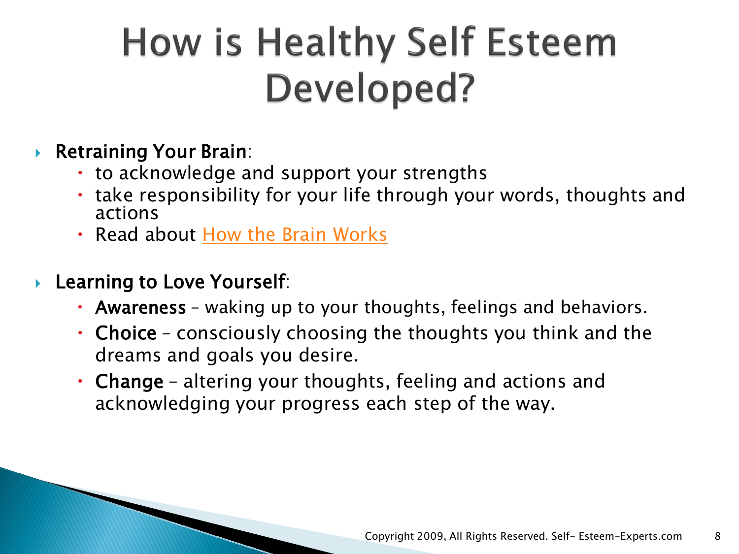# How is Healthy Self Esteem Developed?

- **Retraining Your Brain**:
  - to acknowledge and support your strengths
  - take responsibility for your life through your words, thoughts and actions
  - Read about How the Brain Works

- **Learning to Love Yourself**:
  - **Awareness** – waking up to your thoughts, feelings and behaviors.
  - **Choice** – consciously choosing the thoughts you think and the dreams and goals you desire.
  - **Change** – altering your thoughts, feeling and actions and acknowledging your progress each step of the way.

Copyright 2009, All Rights Reserved. Self- Esteem-Experts.com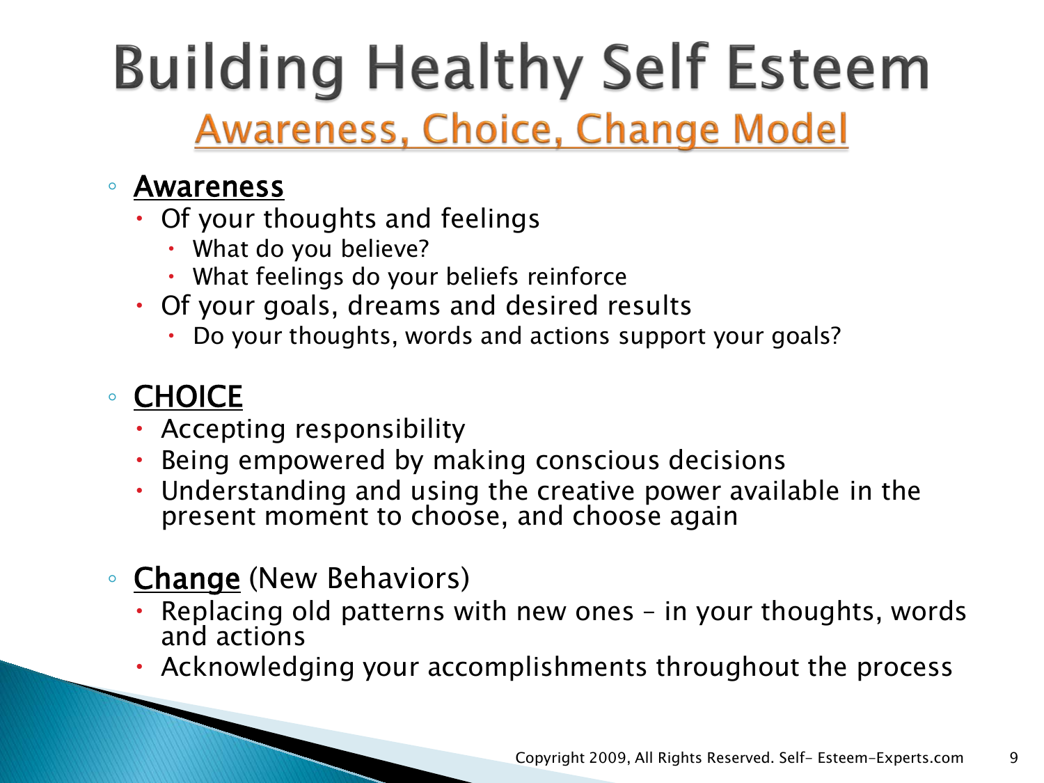# Building Healthy Self Esteem

## Awareness, Choice, Change Model

- **Awareness**
  - Of your thoughts and feelings
    - What do you believe?
    - What feelings do your beliefs reinforce
  - Of your goals, dreams and desired results
    - Do your thoughts, words and actions support your goals?

- **CHOICE**
  - Accepting responsibility
  - Being empowered by making conscious decisions
  - Understanding and using the creative power available in the present moment to choose, and choose again

- **Change** (New Behaviors)
  - Replacing old patterns with new ones – in your thoughts, words and actions
  - Acknowledging your accomplishments throughout the process

Copyright 2009, All Rights Reserved. Self- Esteem-Experts.com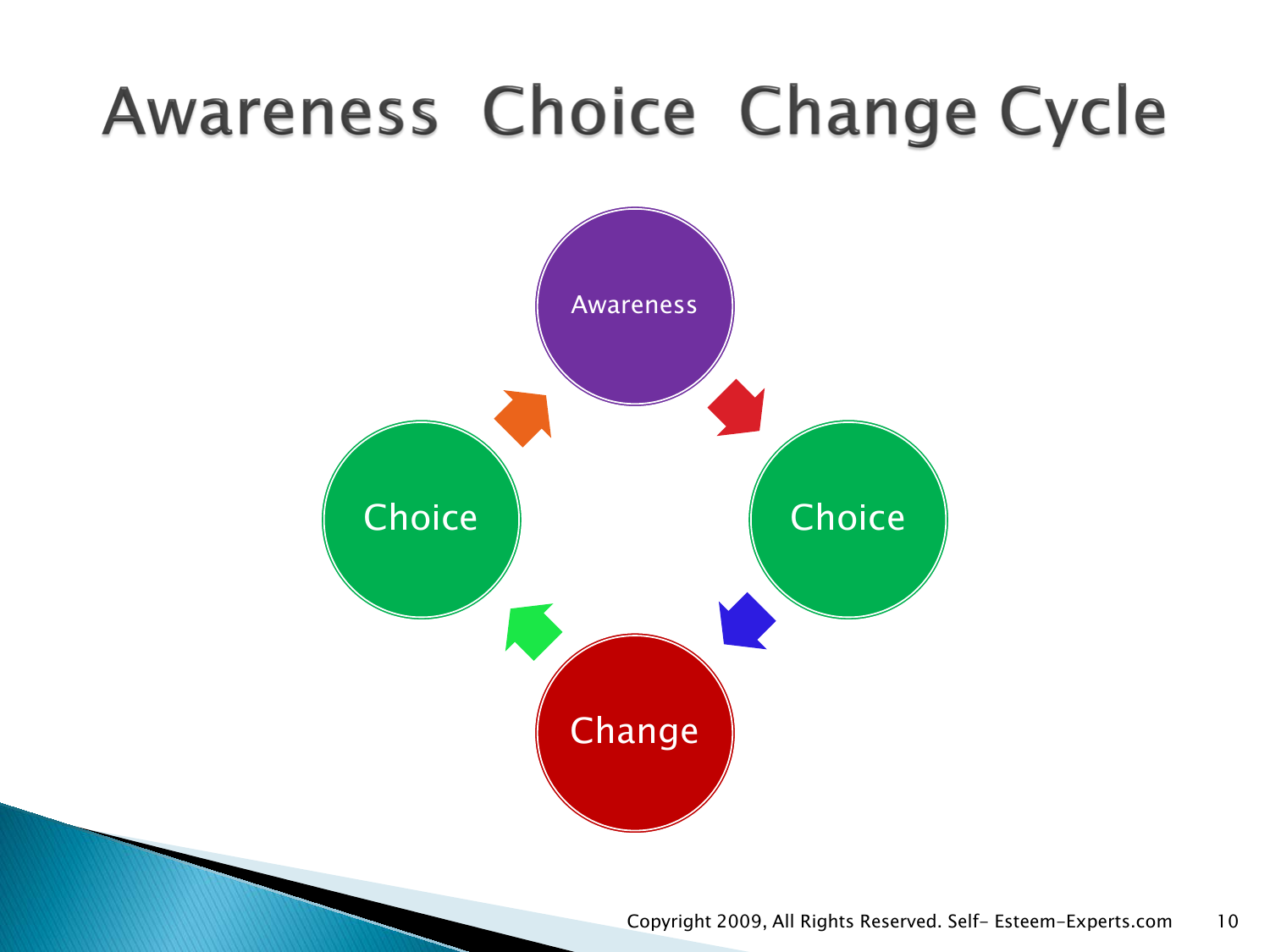# Awareness Choice Change Cycle

Awareness

Choice

Change

Choice

Copyright 2009, All Rights Reserved. Self- Esteem-Experts.com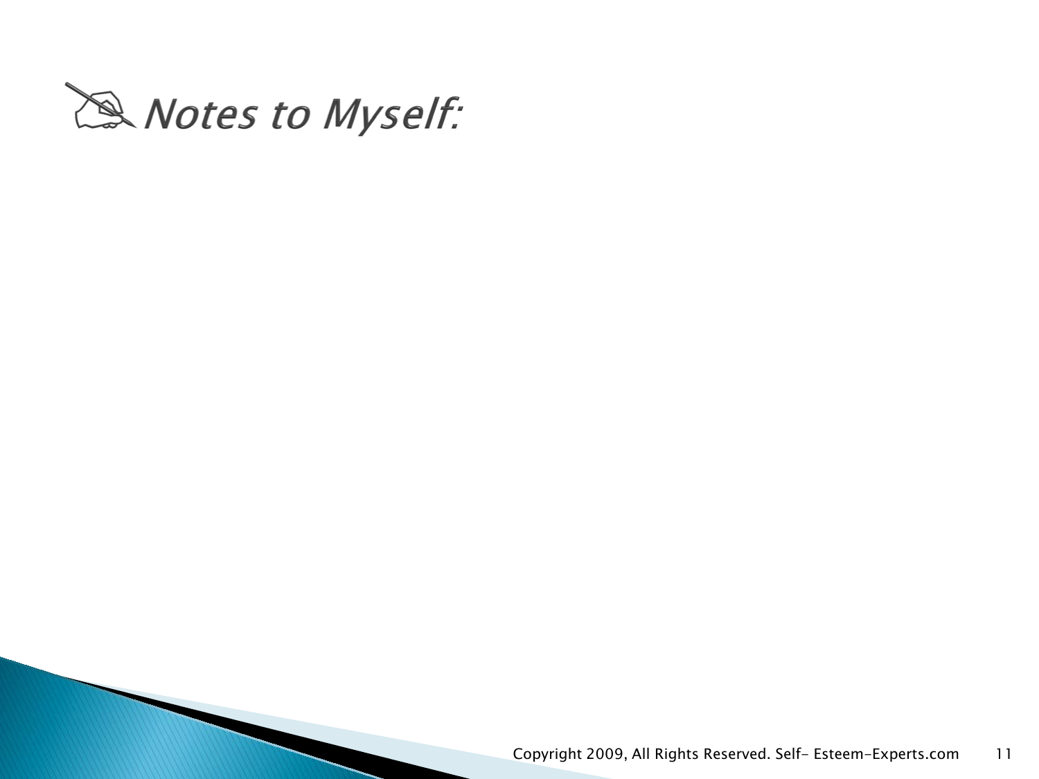# *Notes to Myself:*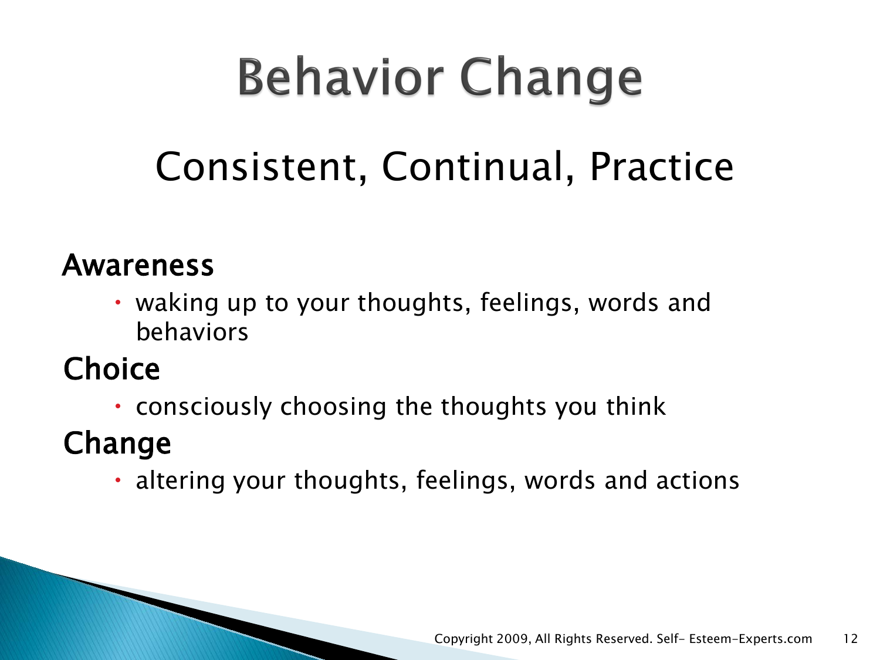# Behavior Change

## Consistent, Continual, Practice

**Awareness**

- waking up to your thoughts, feelings, words and behaviors

**Choice**

- consciously choosing the thoughts you think

**Change**

- altering your thoughts, feelings, words and actions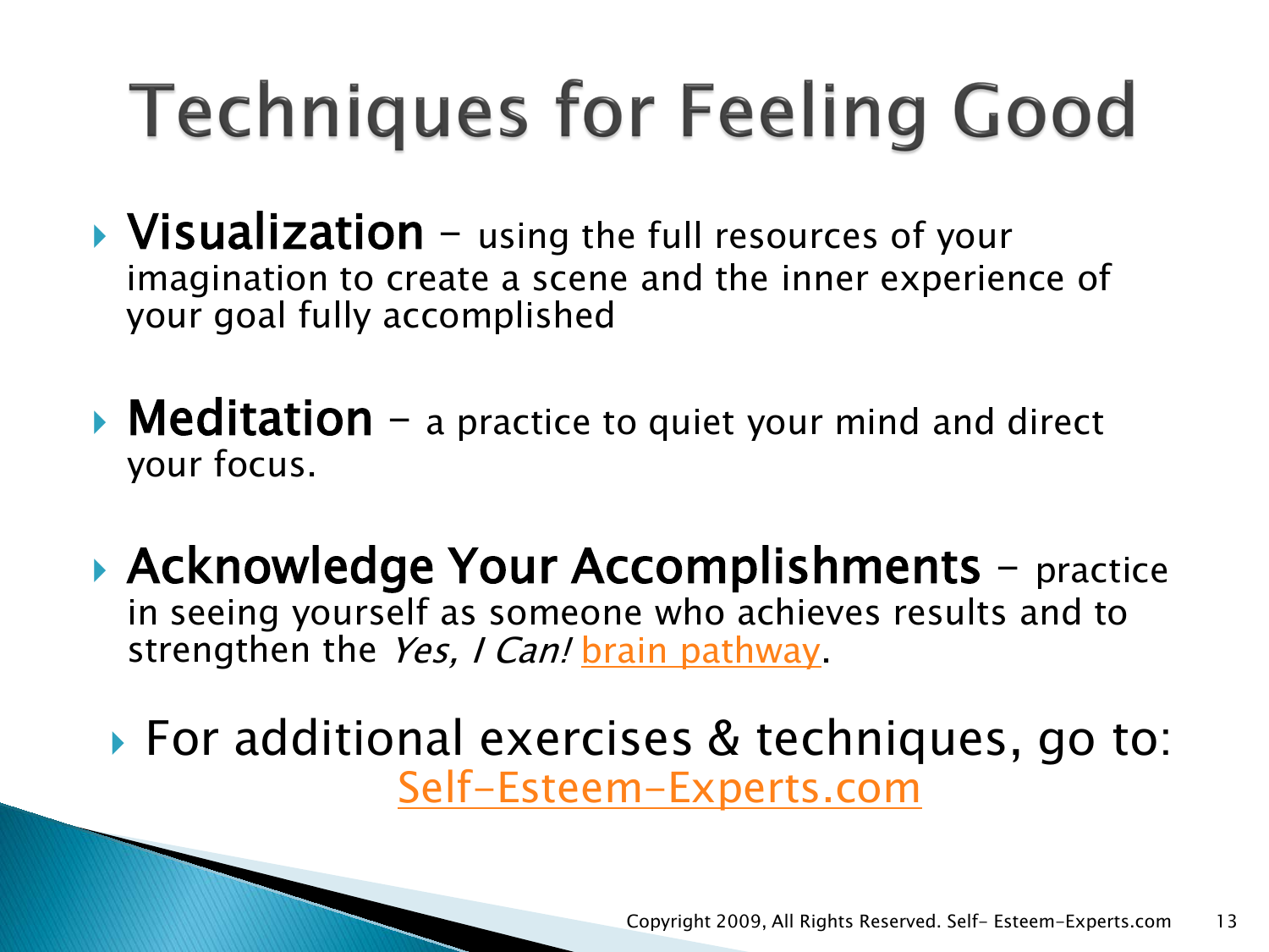# Techniques for Feeling Good

- **Visualization** – using the full resources of your imagination to create a scene and the inner experience of your goal fully accomplished

- **Meditation** – a practice to quiet your mind and direct your focus.

- **Acknowledge Your Accomplishments** – practice in seeing yourself as someone who achieves results and to strengthen the *Yes, I Can!* brain pathway.

- For additional exercises & techniques, go to: Self-Esteem-Experts.com

Copyright 2009, All Rights Reserved. Self- Esteem-Experts.com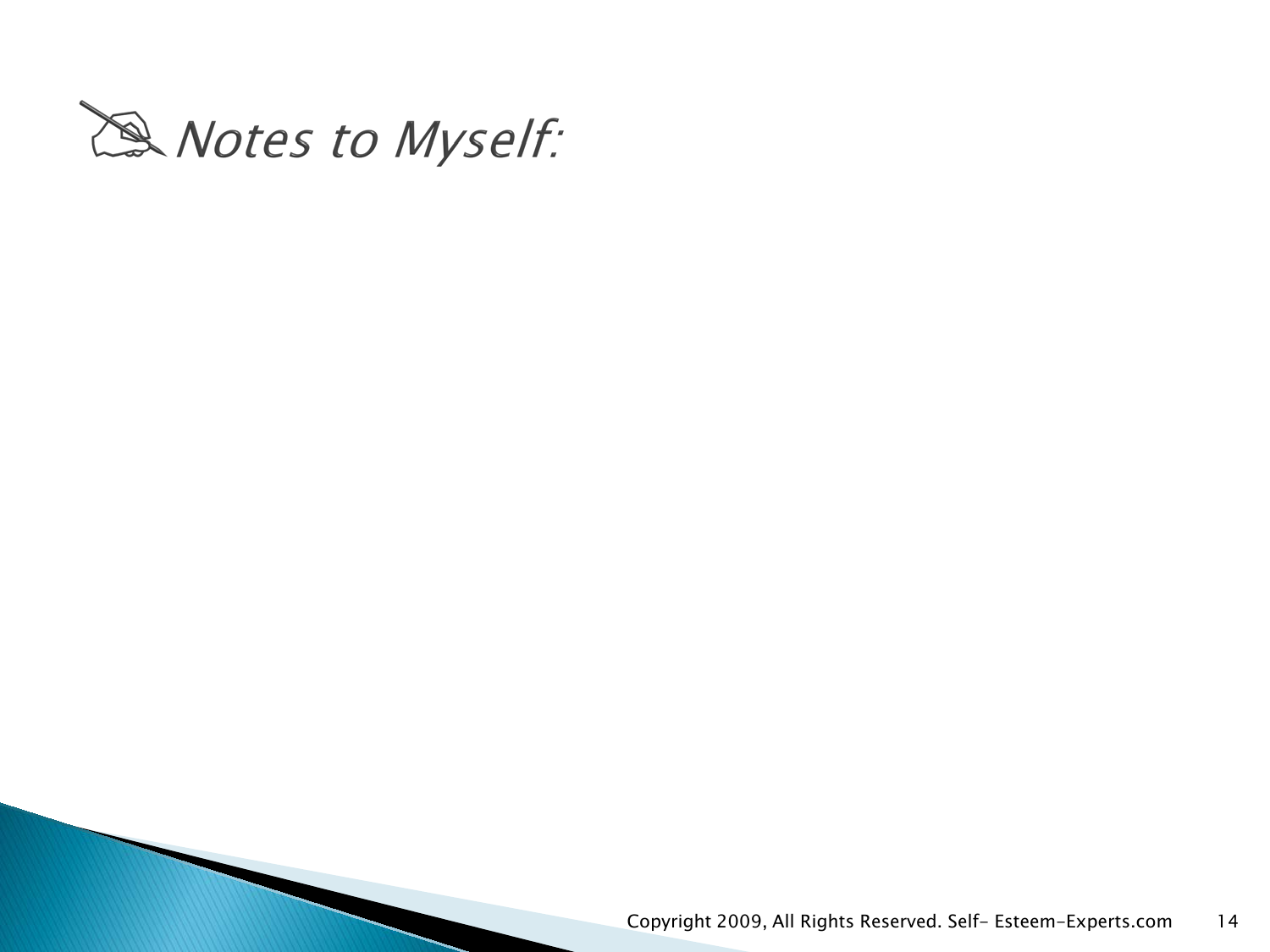## *Notes to Myself:*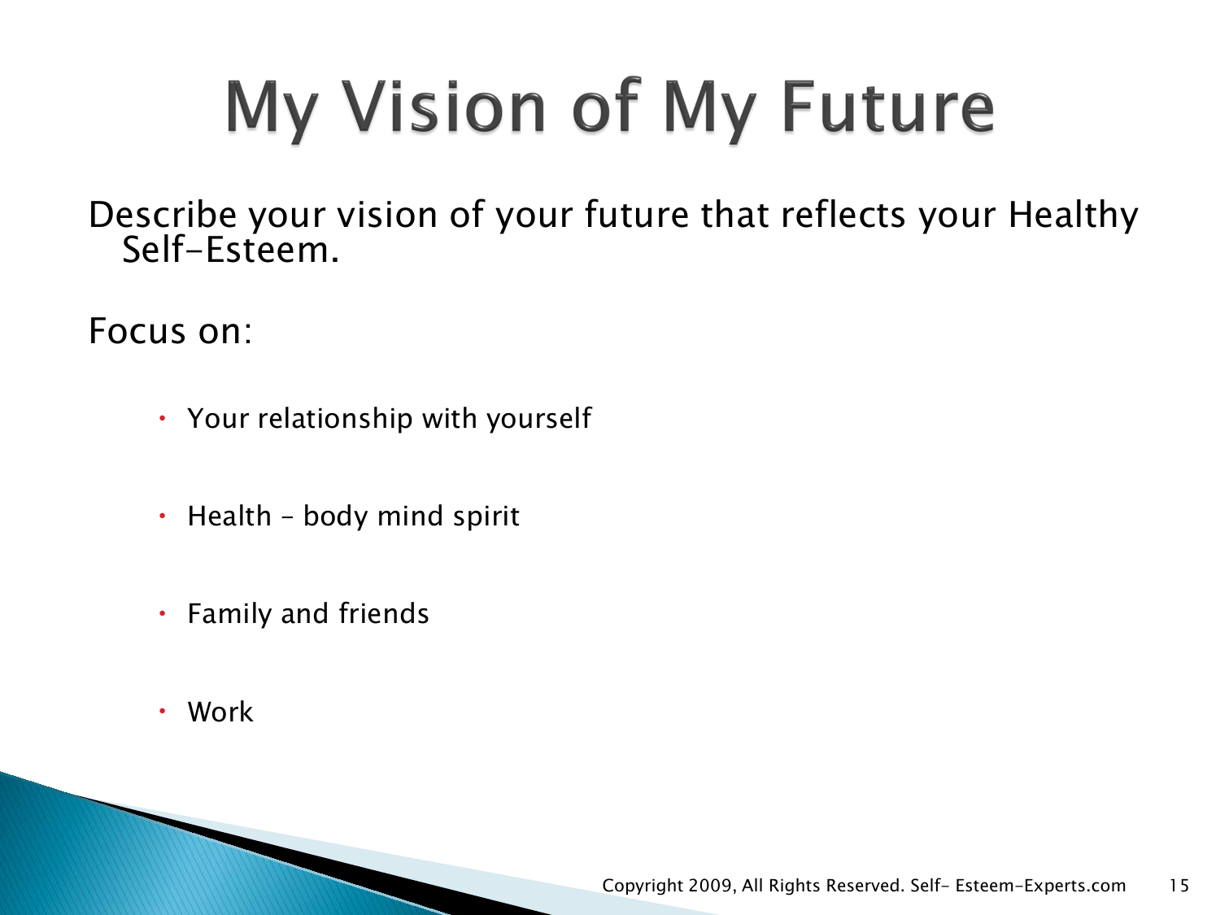# My Vision of My Future

Describe your vision of your future that reflects your Healthy Self-Esteem.

Focus on:

- Your relationship with yourself
- Health – body mind spirit
- Family and friends
- Work

Copyright 2009, All Rights Reserved. Self- Esteem-Experts.com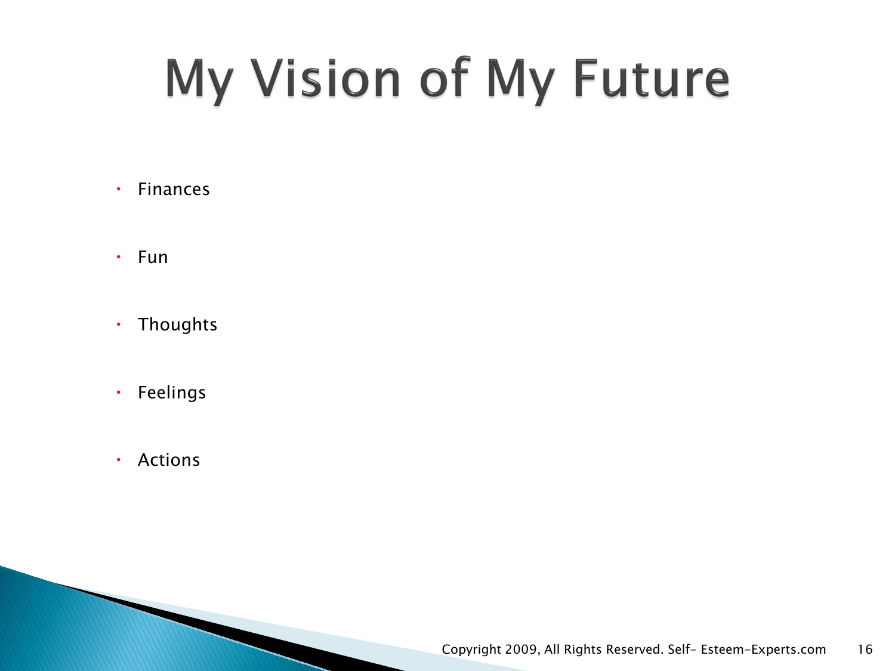# My Vision of My Future

- Finances
- Fun
- Thoughts
- Feelings
- Actions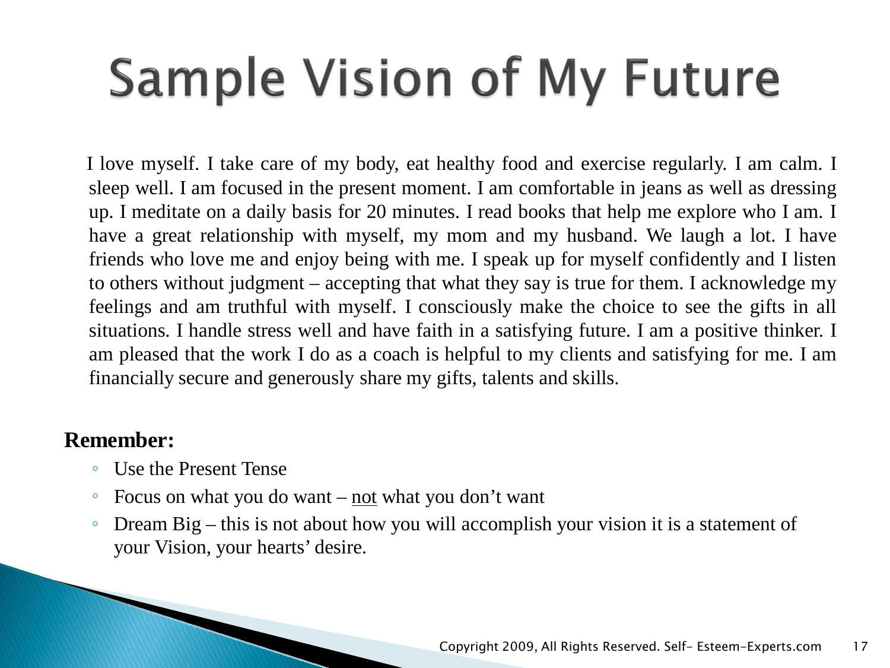# Sample Vision of My Future

I love myself. I take care of my body, eat healthy food and exercise regularly. I am calm. I sleep well. I am focused in the present moment. I am comfortable in jeans as well as dressing up. I meditate on a daily basis for 20 minutes. I read books that help me explore who I am. I have a great relationship with myself, my mom and my husband. We laugh a lot. I have friends who love me and enjoy being with me. I speak up for myself confidently and I listen to others without judgment – accepting that what they say is true for them. I acknowledge my feelings and am truthful with myself. I consciously make the choice to see the gifts in all situations. I handle stress well and have faith in a satisfying future. I am a positive thinker. I am pleased that the work I do as a coach is helpful to my clients and satisfying for me. I am financially secure and generously share my gifts, talents and skills.

**Remember:**

- Use the Present Tense
- Focus on what you do want – <u>not</u> what you don't want
- Dream Big – this is not about how you will accomplish your vision it is a statement of your Vision, your hearts' desire.

Copyright 2009, All Rights Reserved. Self- Esteem-Experts.com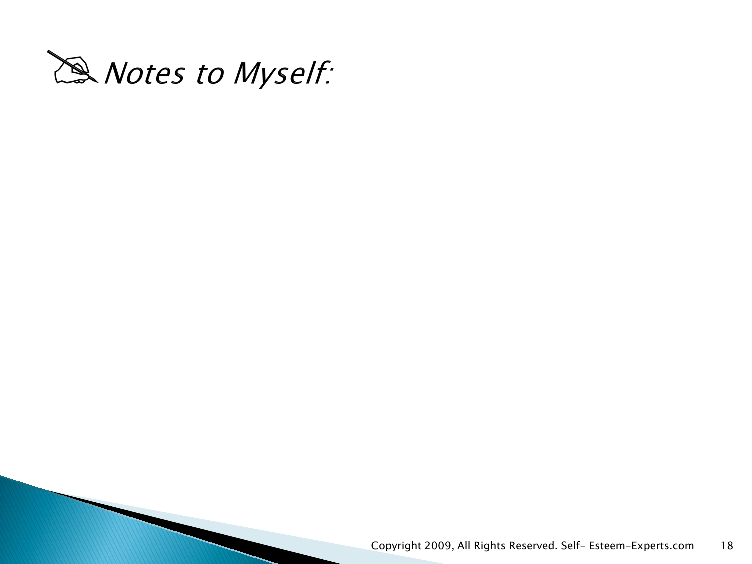## *Notes to Myself:*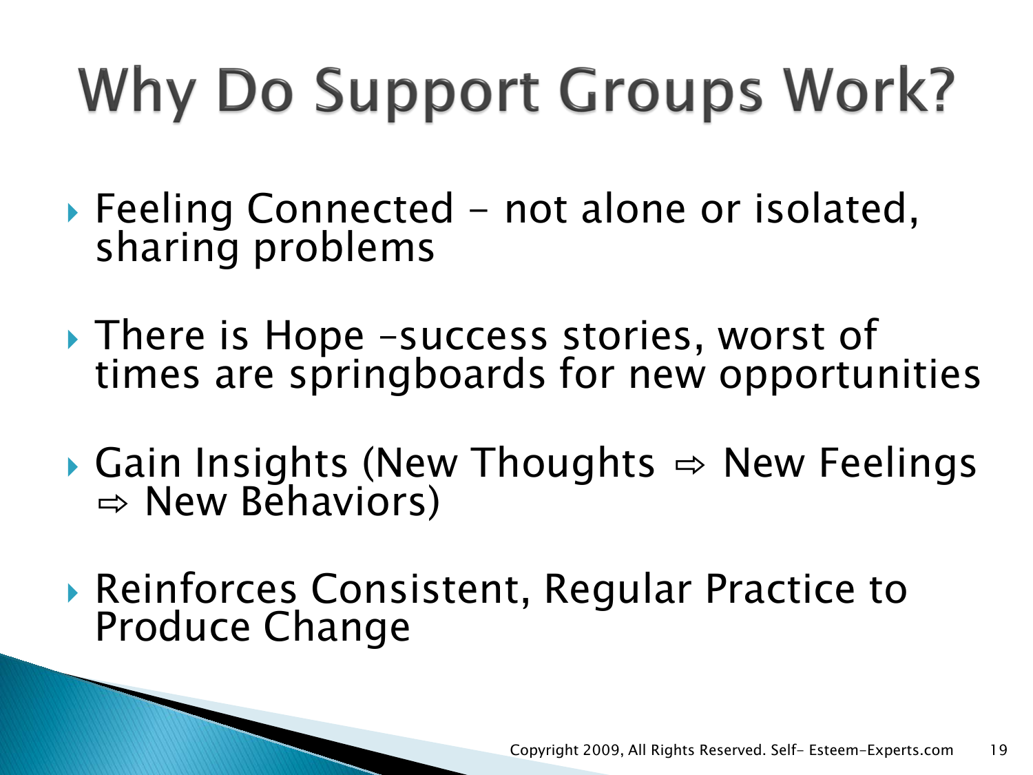# Why Do Support Groups Work?

- Feeling Connected - not alone or isolated, sharing problems
- There is Hope –success stories, worst of times are springboards for new opportunities
- Gain Insights (New Thoughts ⇨ New Feelings ⇨ New Behaviors)
- Reinforces Consistent, Regular Practice to Produce Change

Copyright 2009, All Rights Reserved. Self- Esteem-Experts.com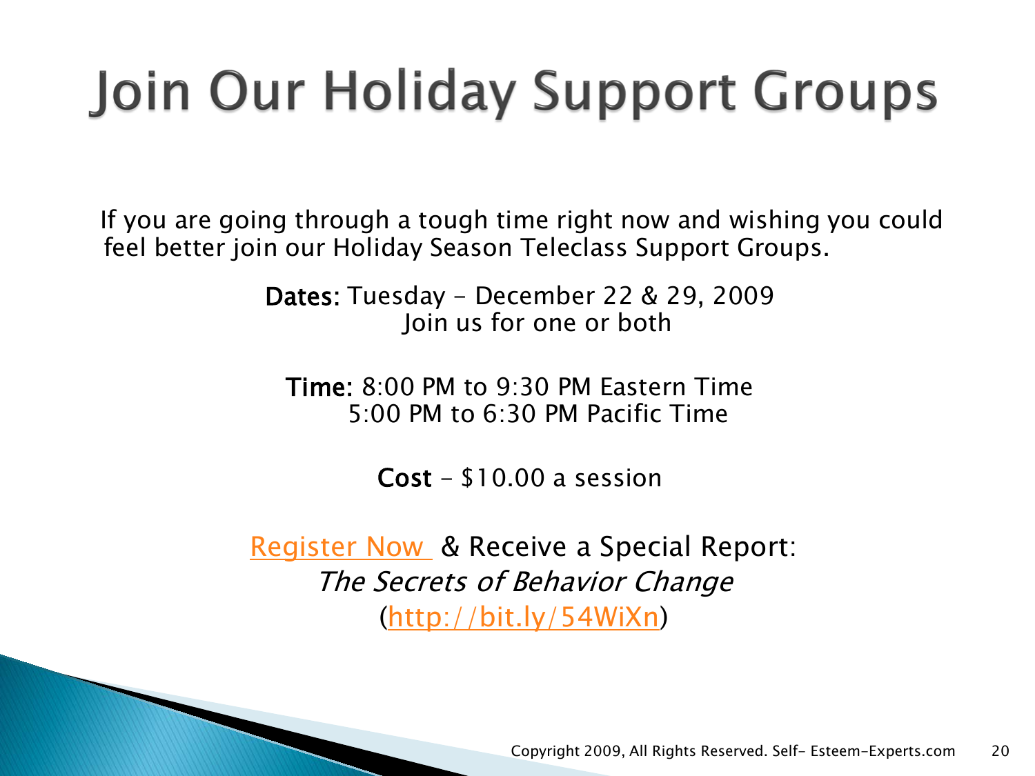# Join Our Holiday Support Groups

If you are going through a tough time right now and wishing you could feel better join our Holiday Season Teleclass Support Groups.

**Dates:** Tuesday – December 22 & 29, 2009
Join us for one or both

**Time:** 8:00 PM to 9:30 PM Eastern Time
5:00 PM to 6:30 PM Pacific Time

**Cost** – $10.00 a session

Register Now & Receive a Special Report:
*The Secrets of Behavior Change*
(http://bit.ly/54WiXn)

Copyright 2009, All Rights Reserved. Self- Esteem-Experts.com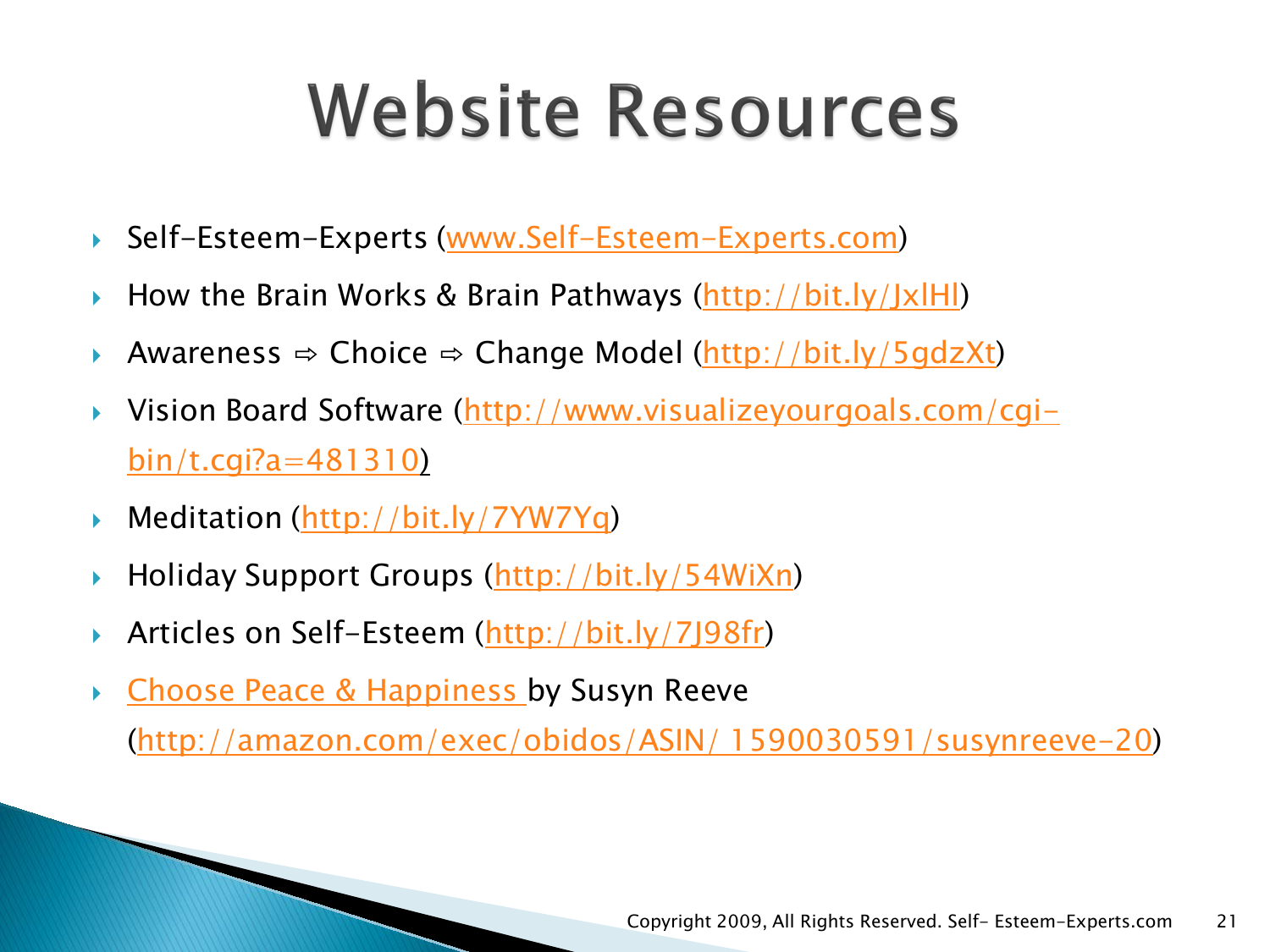# Website Resources

- Self-Esteem-Experts (www.Self-Esteem-Experts.com)
- How the Brain Works & Brain Pathways (http://bit.ly/JxlHl)
- Awareness ⇨ Choice ⇨ Change Model (http://bit.ly/5gdzXt)
- Vision Board Software (http://www.visualizeyourgoals.com/cgi-bin/t.cgi?a=481310)
- Meditation (http://bit.ly/7YW7Yq)
- Holiday Support Groups (http://bit.ly/54WiXn)
- Articles on Self-Esteem (http://bit.ly/7J98fr)
- Choose Peace & Happiness by Susyn Reeve (http://amazon.com/exec/obidos/ASIN/ 1590030591/susynreeve-20)

Copyright 2009, All Rights Reserved. Self- Esteem-Experts.com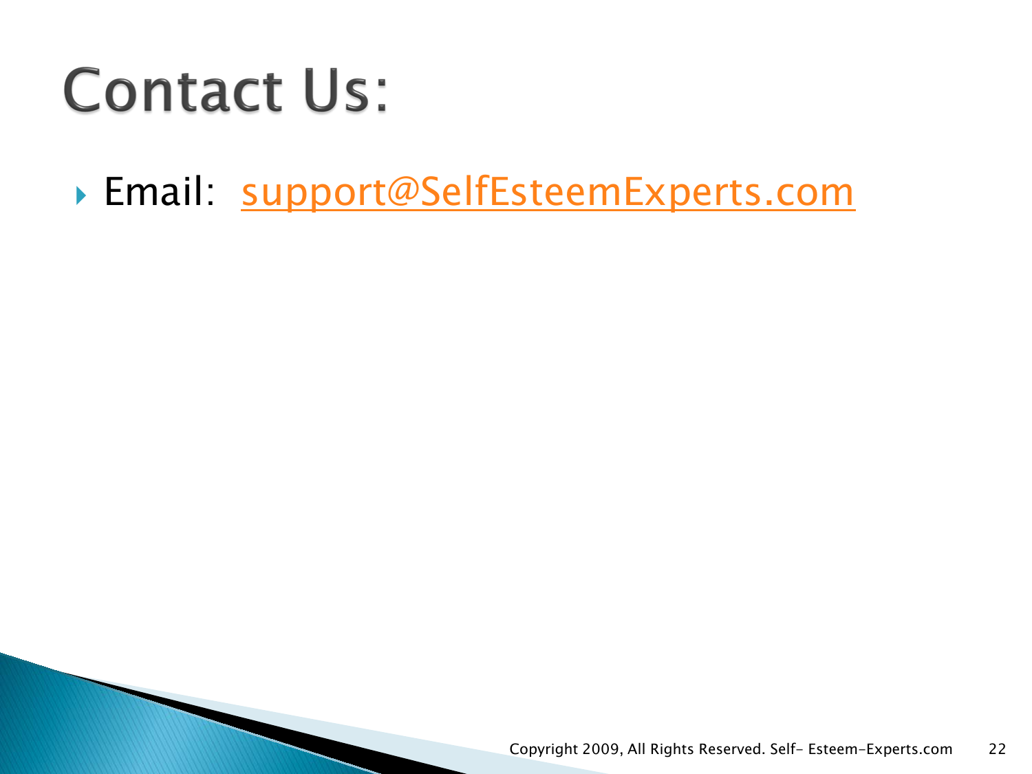# Contact Us:

- Email: support@SelfEsteemExperts.com